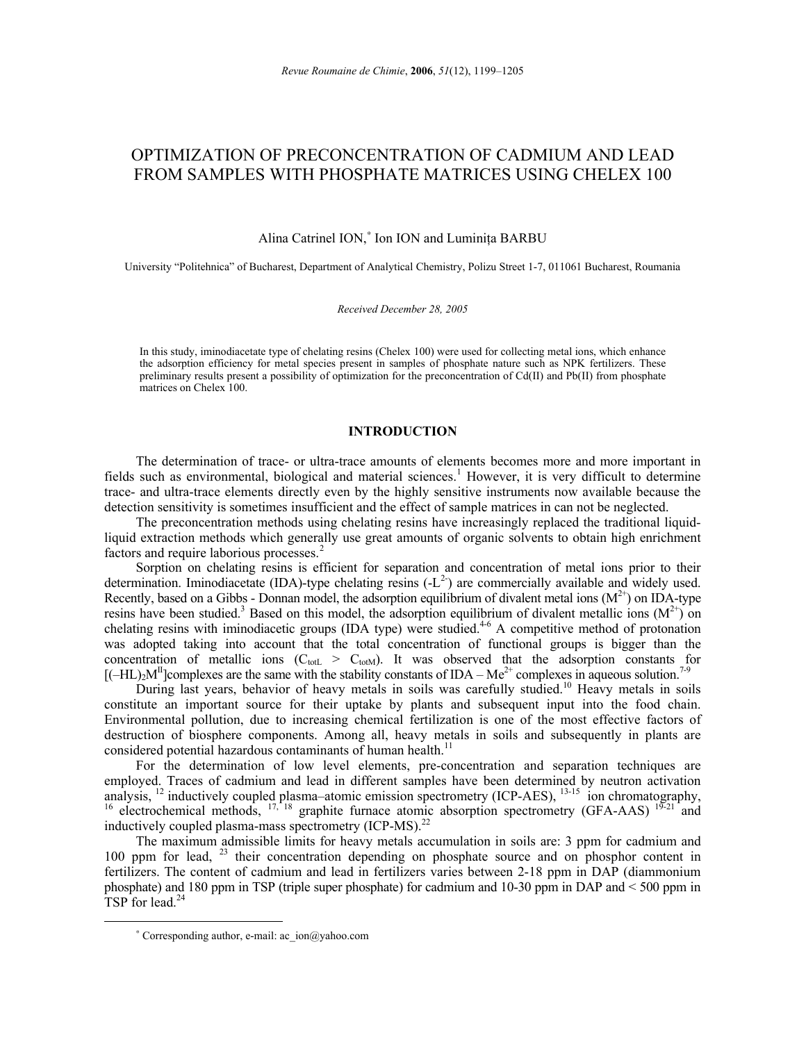# OPTIMIZATION OF PRECONCENTRATION OF CADMIUM AND LEAD FROM SAMPLES WITH PHOSPHATE MATRICES USING CHELEX 100

Alina Catrinel ION,[*] Ion ION and Luminița BARBU

University "Politehnica" of Bucharest, Department of Analytical Chemistry, Polizu Street 1-7, 011061 Bucharest, Roumania

*Received December 28, 2005*

In this study, iminodiacetate type of chelating resins (Chelex 100) were used for collecting metal ions, which enhance the adsorption efficiency for metal species present in samples of phosphate nature such as NPK fertilizers. These preliminary results present a possibility of optimization for the preconcentration of Cd(II) and Pb(II) from phosphate matrices on Chelex 100.

## INTRODUCTION

The determination of trace- or ultra-trace amounts of elements becomes more and more important in fields such as environmental, biological and material sciences.[1] However, it is very difficult to determine trace- and ultra-trace elements directly even by the highly sensitive instruments now available because the detection sensitivity is sometimes insufficient and the effect of sample matrices in can not be neglected.

The preconcentration methods using chelating resins have increasingly replaced the traditional liquid-liquid extraction methods which generally use great amounts of organic solvents to obtain high enrichment factors and require laborious processes.[2]

Sorption on chelating resins is efficient for separation and concentration of metal ions prior to their determination. Iminodiacetate (IDA)-type chelating resins ($-L^{2-}$) are commercially available and widely used. Recently, based on a Gibbs - Donnan model, the adsorption equilibrium of divalent metal ions ($M^{2+}$) on IDA-type resins have been studied.[3] Based on this model, the adsorption equilibrium of divalent metallic ions ($M^{2+}$) on chelating resins with iminodiacetic groups (IDA type) were studied.[4-6] A competitive method of protonation was adopted taking into account that the total concentration of functional groups is bigger than the concentration of metallic ions ($C_{totL} > C_{totM}$). It was observed that the adsorption constants for $[(-HL)_2M^{II}]$complexes are the same with the stability constants of IDA – $Me^{2+}$ complexes in aqueous solution.[7-9]

During last years, behavior of heavy metals in soils was carefully studied.[10] Heavy metals in soils constitute an important source for their uptake by plants and subsequent input into the food chain. Environmental pollution, due to increasing chemical fertilization is one of the most effective factors of destruction of biosphere components. Among all, heavy metals in soils and subsequently in plants are considered potential hazardous contaminants of human health.[11]

For the determination of low level elements, pre-concentration and separation techniques are employed. Traces of cadmium and lead in different samples have been determined by neutron activation analysis,[12] inductively coupled plasma–atomic emission spectrometry (ICP-AES),[13-15] ion chromatography,[16] electrochemical methods,[17, 18] graphite furnace atomic absorption spectrometry (GFA-AAS)[19-21] and inductively coupled plasma-mass spectrometry (ICP-MS).[22]

The maximum admissible limits for heavy metals accumulation in soils are: 3 ppm for cadmium and 100 ppm for lead,[23] their concentration depending on phosphate source and on phosphor content in fertilizers. The content of cadmium and lead in fertilizers varies between 2-18 ppm in DAP (diammonium phosphate) and 180 ppm in TSP (triple super phosphate) for cadmium and 10-30 ppm in DAP and < 500 ppm in TSP for lead.[24]

[*] Corresponding author, e-mail: ac_ion@yahoo.com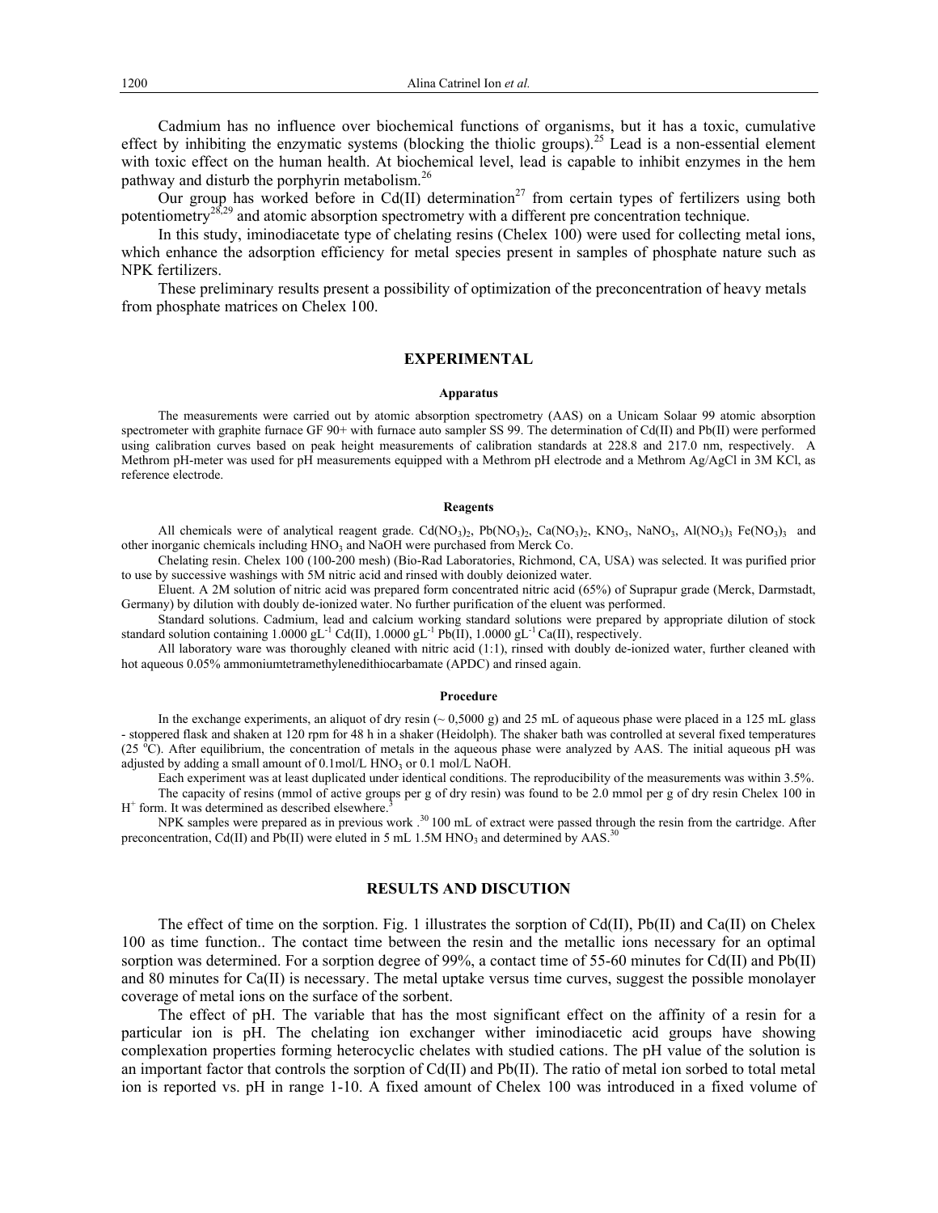Cadmium has no influence over biochemical functions of organisms, but it has a toxic, cumulative effect by inhibiting the enzymatic systems (blocking the thiolic groups).[25] Lead is a non-essential element with toxic effect on the human health. At biochemical level, lead is capable to inhibit enzymes in the hem pathway and disturb the porphyrin metabolism.[26]

Our group has worked before in Cd(II) determination[27] from certain types of fertilizers using both potentiometry[28,29] and atomic absorption spectrometry with a different pre concentration technique.

In this study, iminodiacetate type of chelating resins (Chelex 100) were used for collecting metal ions, which enhance the adsorption efficiency for metal species present in samples of phosphate nature such as NPK fertilizers.

These preliminary results present a possibility of optimization of the preconcentration of heavy metals from phosphate matrices on Chelex 100.

## EXPERIMENTAL

### Apparatus

The measurements were carried out by atomic absorption spectrometry (AAS) on a Unicam Solaar 99 atomic absorption spectrometer with graphite furnace GF 90+ with furnace auto sampler SS 99. The determination of Cd(II) and Pb(II) were performed using calibration curves based on peak height measurements of calibration standards at 228.8 and 217.0 nm, respectively. A Methrom pH-meter was used for pH measurements equipped with a Methrom pH electrode and a Methrom Ag/AgCl in 3M KCl, as reference electrode.

### Reagents

All chemicals were of analytical reagent grade. $Cd(NO_3)_2$, $Pb(NO_3)_2$, $Ca(NO_3)_2$, $KNO_3$, $NaNO_3$, $Al(NO_3)_3$ $Fe(NO_3)_3$ and other inorganic chemicals including $HNO_3$ and NaOH were purchased from Merck Co.

Chelating resin. Chelex 100 (100-200 mesh) (Bio-Rad Laboratories, Richmond, CA, USA) was selected. It was purified prior to use by successive washings with 5M nitric acid and rinsed with doubly deionized water.

Eluent. A 2M solution of nitric acid was prepared form concentrated nitric acid (65%) of Suprapur grade (Merck, Darmstadt, Germany) by dilution with doubly de-ionized water. No further purification of the eluent was performed.

Standard solutions. Cadmium, lead and calcium working standard solutions were prepared by appropriate dilution of stock standard solution containing 1.0000 $gL^{-1}$ Cd(II), 1.0000 $gL^{-1}$ Pb(II), 1.0000 $gL^{-1}$ Ca(II), respectively.

All laboratory ware was thoroughly cleaned with nitric acid (1:1), rinsed with doubly de-ionized water, further cleaned with hot aqueous 0.05% ammoniumtetramethylenedithiocarbamate (APDC) and rinsed again.

### Procedure

In the exchange experiments, an aliquot of dry resin (~ 0,5000 g) and 25 mL of aqueous phase were placed in a 125 mL glass - stoppered flask and shaken at 120 rpm for 48 h in a shaker (Heidolph). The shaker bath was controlled at several fixed temperatures (25 $^{o}C$). After equilibrium, the concentration of metals in the aqueous phase were analyzed by AAS. The initial aqueous pH was adjusted by adding a small amount of 0.1mol/L $HNO_3$ or 0.1 mol/L NaOH.

Each experiment was at least duplicated under identical conditions. The reproducibility of the measurements was within 3.5%.

The capacity of resins (mmol of active groups per g of dry resin) was found to be 2.0 mmol per g of dry resin Chelex 100 in $H^+$ form. It was determined as described elsewhere.[3]

NPK samples were prepared as in previous work .[30] 100 mL of extract were passed through the resin from the cartridge. After preconcentration, Cd(II) and Pb(II) were eluted in 5 mL 1.5M $HNO_3$ and determined by AAS.[30]

## RESULTS AND DISCUTION

The effect of time on the sorption. Fig. 1 illustrates the sorption of Cd(II), Pb(II) and Ca(II) on Chelex 100 as time function.. The contact time between the resin and the metallic ions necessary for an optimal sorption was determined. For a sorption degree of 99%, a contact time of 55-60 minutes for Cd(II) and Pb(II) and 80 minutes for Ca(II) is necessary. The metal uptake versus time curves, suggest the possible monolayer coverage of metal ions on the surface of the sorbent.

The effect of pH. The variable that has the most significant effect on the affinity of a resin for a particular ion is pH. The chelating ion exchanger wither iminodiacetic acid groups have showing complexation properties forming heterocyclic chelates with studied cations. The pH value of the solution is an important factor that controls the sorption of Cd(II) and Pb(II). The ratio of metal ion sorbed to total metal ion is reported vs. pH in range 1-10. A fixed amount of Chelex 100 was introduced in a fixed volume of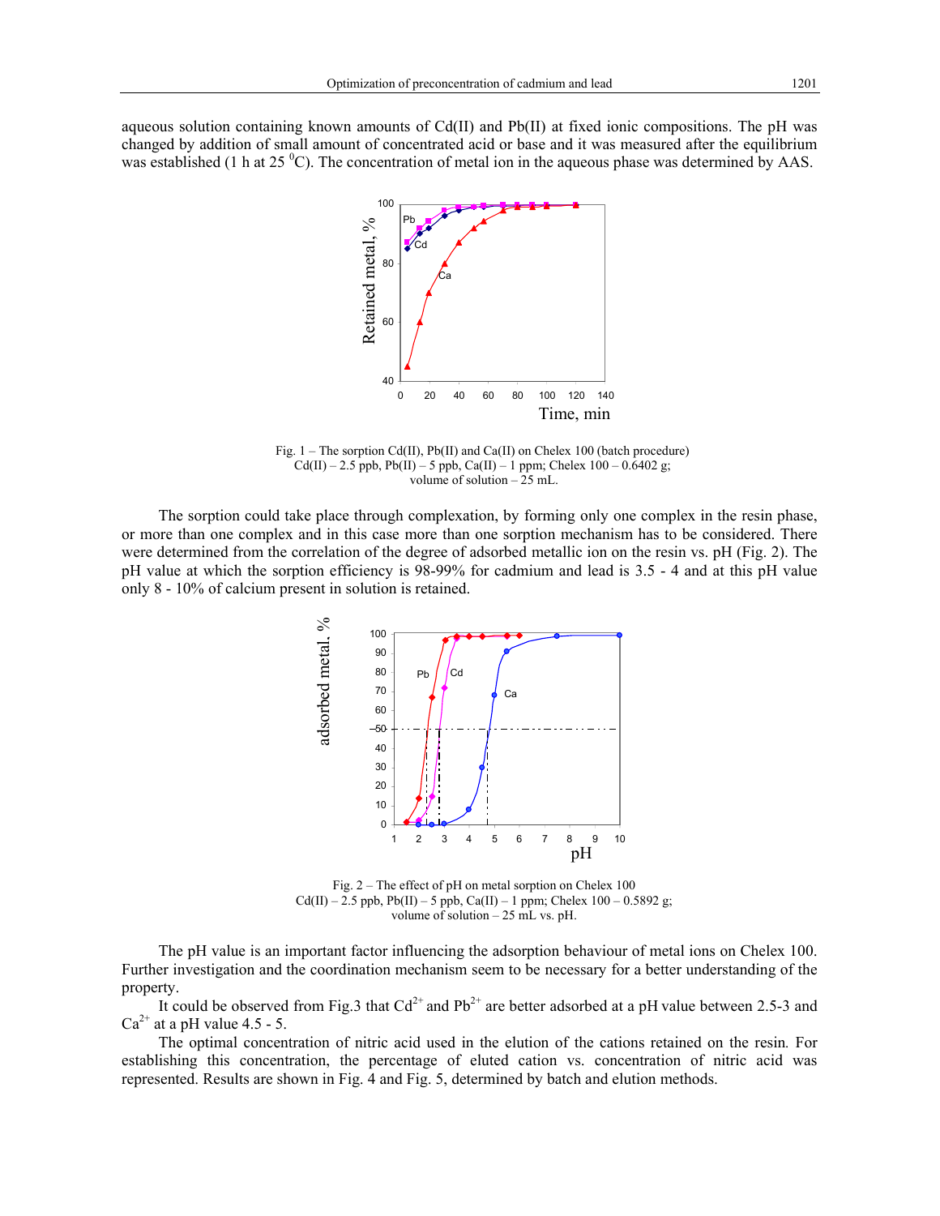aqueous solution containing known amounts of Cd(II) and Pb(II) at fixed ionic compositions. The pH was changed by addition of small amount of concentrated acid or base and it was measured after the equilibrium was established (1 h at 25 $^0$C). The concentration of metal ion in the aqueous phase was determined by AAS.

Fig. 1 – The sorption Cd(II), Pb(II) and Ca(II) on Chelex 100 (batch procedure)
Cd(II) – 2.5 ppb, Pb(II) – 5 ppb, Ca(II) – 1 ppm; Chelex 100 – 0.6402 g;
volume of solution – 25 mL.

The sorption could take place through complexation, by forming only one complex in the resin phase, or more than one complex and in this case more than one sorption mechanism has to be considered. There were determined from the correlation of the degree of adsorbed metallic ion on the resin vs. pH (Fig. 2). The pH value at which the sorption efficiency is 98-99% for cadmium and lead is 3.5 - 4 and at this pH value only 8 - 10% of calcium present in solution is retained.

Fig. 2 – The effect of pH on metal sorption on Chelex 100
Cd(II) – 2.5 ppb, Pb(II) – 5 ppb, Ca(II) – 1 ppm; Chelex 100 – 0.5892 g;
volume of solution – 25 mL vs. pH.

The pH value is an important factor influencing the adsorption behaviour of metal ions on Chelex 100. Further investigation and the coordination mechanism seem to be necessary for a better understanding of the property.

It could be observed from Fig.3 that $Cd^{2+}$ and $Pb^{2+}$ are better adsorbed at a pH value between 2.5-3 and $Ca^{2+}$ at a pH value 4.5 - 5.

The optimal concentration of nitric acid used in the elution of the cations retained on the resin. For establishing this concentration, the percentage of eluted cation vs. concentration of nitric acid was represented. Results are shown in Fig. 4 and Fig. 5, determined by batch and elution methods.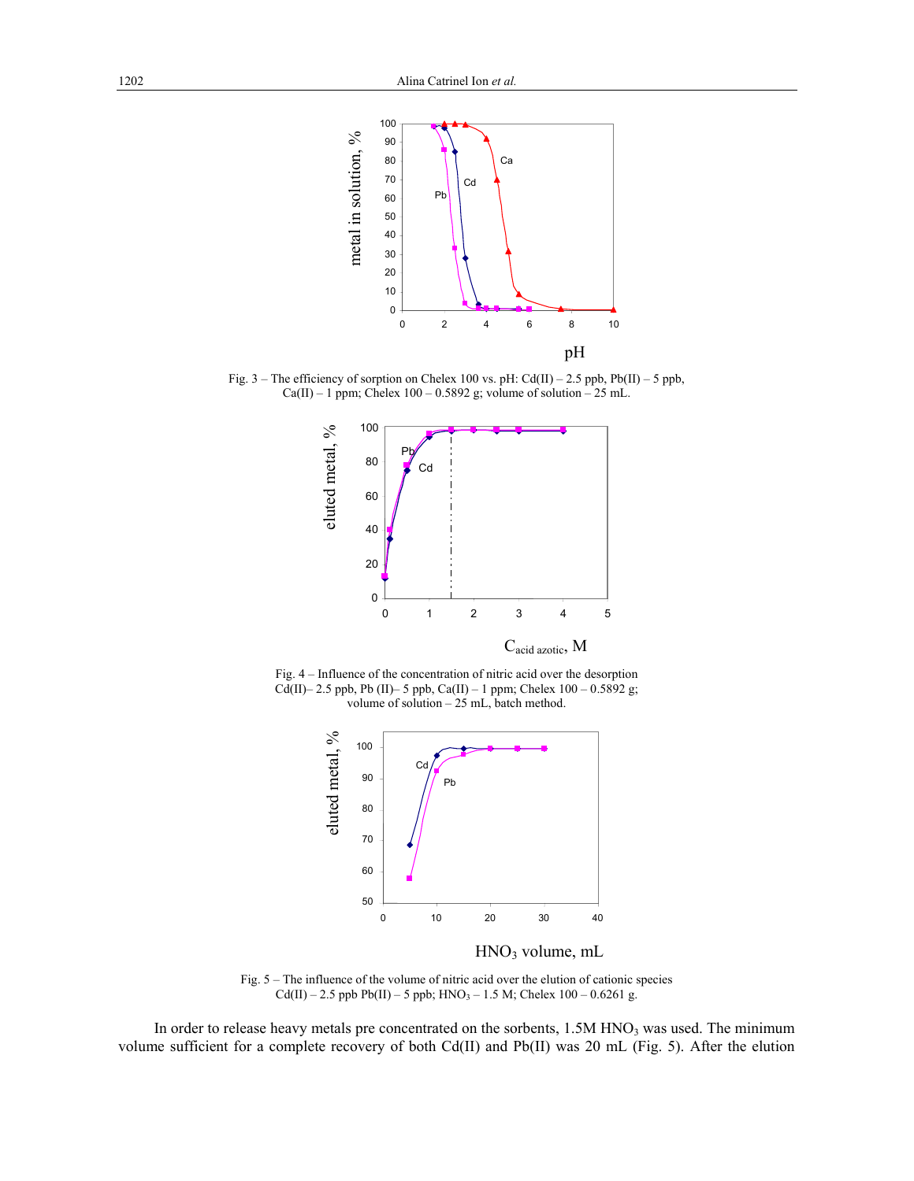Fig. 3 – The efficiency of sorption on Chelex 100 vs. pH: Cd(II) – 2.5 ppb, Pb(II) – 5 ppb, Ca(II) – 1 ppm; Chelex 100 – 0.5892 g; volume of solution – 25 mL.

Fig. 4 – Influence of the concentration of nitric acid over the desorption Cd(II)– 2.5 ppb, Pb (II)– 5 ppb, Ca(II) – 1 ppm; Chelex 100 – 0.5892 g; volume of solution – 25 mL, batch method.

Fig. 5 – The influence of the volume of nitric acid over the elution of cationic species Cd(II) – 2.5 ppb Pb(II) – 5 ppb; $HNO_3$ – 1.5 M; Chelex 100 – 0.6261 g.

In order to release heavy metals pre concentrated on the sorbents, 1.5M $HNO_3$ was used. The minimum volume sufficient for a complete recovery of both Cd(II) and Pb(II) was 20 mL (Fig. 5). After the elution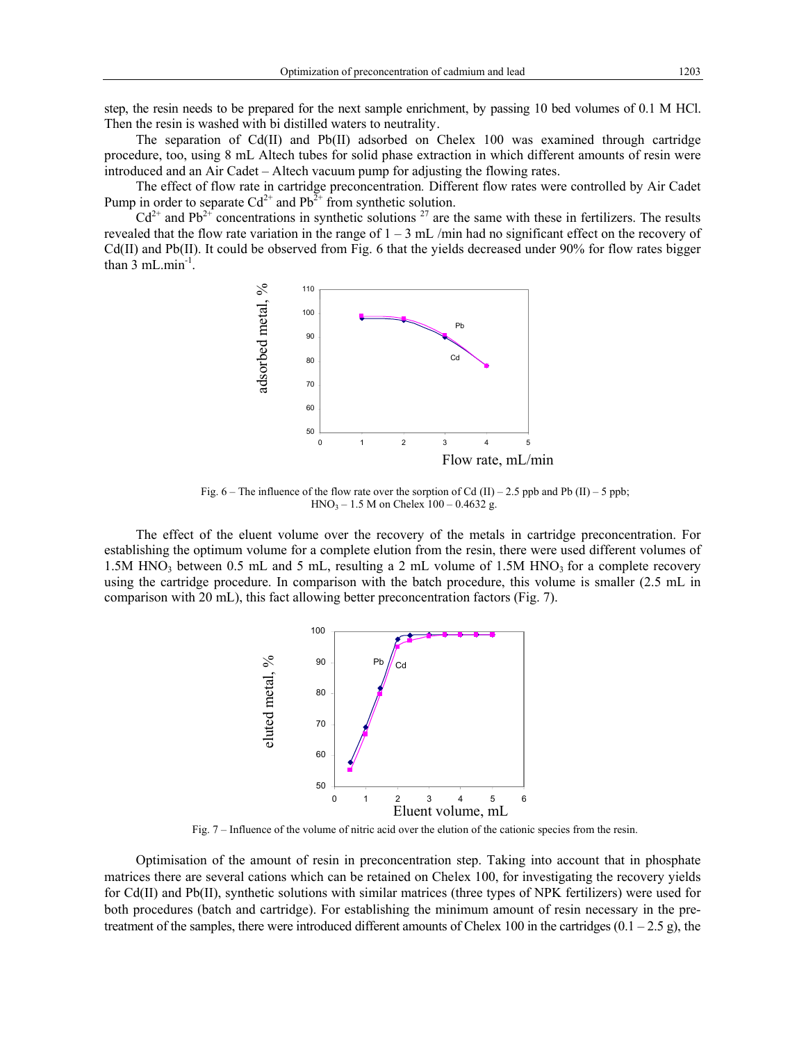step, the resin needs to be prepared for the next sample enrichment, by passing 10 bed volumes of 0.1 M HCl. Then the resin is washed with bi distilled waters to neutrality.

The separation of Cd(II) and Pb(II) adsorbed on Chelex 100 was examined through cartridge procedure, too, using 8 mL Altech tubes for solid phase extraction in which different amounts of resin were introduced and an Air Cadet – Altech vacuum pump for adjusting the flowing rates.

*The effect of flow rate in cartridge preconcentration.* Different flow rates were controlled by Air Cadet Pump in order to separate $Cd^{2+}$ and $Pb^{2+}$ from synthetic solution.

$Cd^{2+}$ and $Pb^{2+}$ concentrations in synthetic solutions [27] are the same with these in fertilizers. The results revealed that the flow rate variation in the range of 1 – 3 mL /min had no significant effect on the recovery of Cd(II) and Pb(II). It could be observed from Fig. 6 that the yields decreased under 90% for flow rates bigger than 3 $mL.min^{-1}$.

Fig. 6 – The influence of the flow rate over the sorption of Cd (II) – 2.5 ppb and Pb (II) – 5 ppb; $HNO_3$ – 1.5 M on Chelex 100 – 0.4632 g.

*The effect of the eluent volume over the recovery of the metals in cartridge preconcentration.* For establishing the optimum volume for a complete elution from the resin, there were used different volumes of 1.5M $HNO_3$ between 0.5 mL and 5 mL, resulting a 2 mL volume of 1.5M $HNO_3$ for a complete recovery using the cartridge procedure. In comparison with the batch procedure, this volume is smaller (2.5 mL in comparison with 20 mL), this fact allowing better preconcentration factors (Fig. 7).

Fig. 7 – Influence of the volume of nitric acid over the elution of the cationic species from the resin.

*Optimisation of the amount of resin in preconcentration step.* Taking into account that in phosphate matrices there are several cations which can be retained on Chelex 100, for investigating the recovery yields for Cd(II) and Pb(II), synthetic solutions with similar matrices (three types of NPK fertilizers) were used for both procedures (batch and cartridge). For establishing the minimum amount of resin necessary in the pre-treatment of the samples, there were introduced different amounts of Chelex 100 in the cartridges (0.1 – 2.5 g), the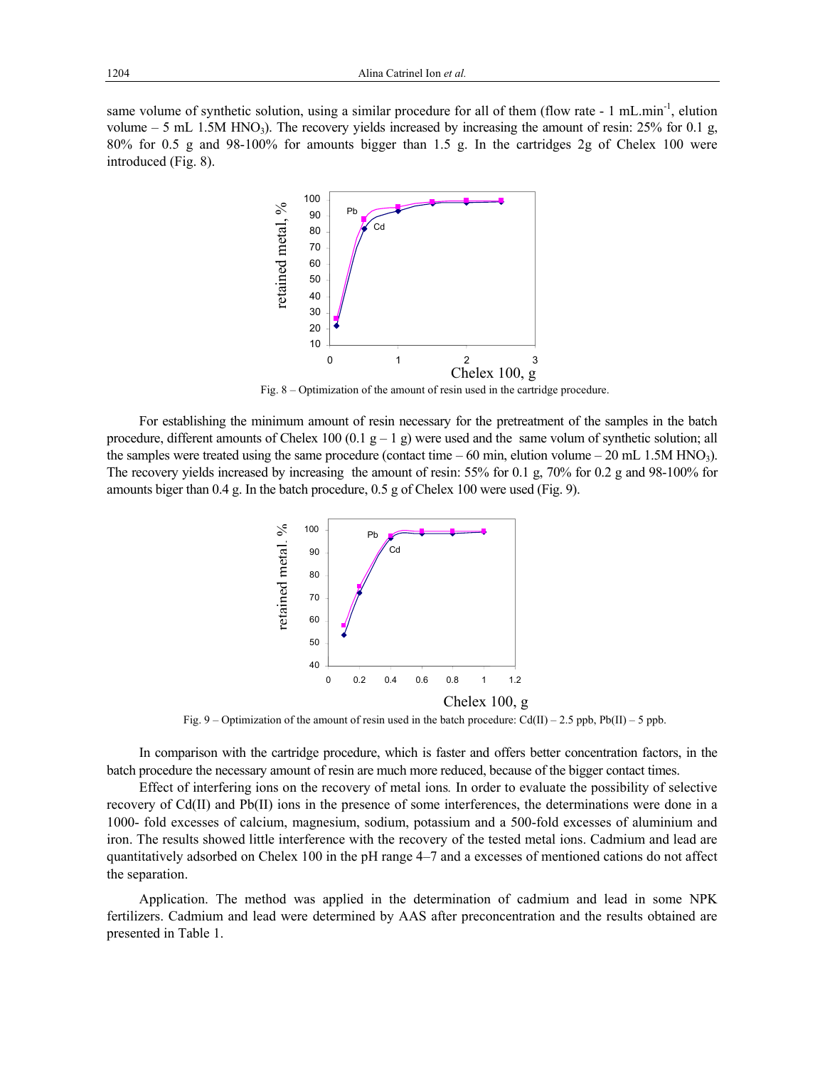same volume of synthetic solution, using a similar procedure for all of them (flow rate - 1 mL.min$^{-1}$, elution volume – 5 mL 1.5M $HNO_3$). The recovery yields increased by increasing the amount of resin: 25% for 0.1 g, 80% for 0.5 g and 98-100% for amounts bigger than 1.5 g. In the cartridges 2g of Chelex 100 were introduced (Fig. 8).

Fig. 8 – Optimization of the amount of resin used in the cartridge procedure.

For establishing the minimum amount of resin necessary for the pretreatment of the samples in the batch procedure, different amounts of Chelex 100 (0.1 g – 1 g) were used and the same volum of synthetic solution; all the samples were treated using the same procedure (contact time – 60 min, elution volume – 20 mL 1.5M $HNO_3$). The recovery yields increased by increasing the amount of resin: 55% for 0.1 g, 70% for 0.2 g and 98-100% for amounts biger than 0.4 g. In the batch procedure, 0.5 g of Chelex 100 were used (Fig. 9).

Fig. 9 – Optimization of the amount of resin used in the batch procedure: Cd(II) – 2.5 ppb, Pb(II) – 5 ppb.

In comparison with the cartridge procedure, which is faster and offers better concentration factors, in the batch procedure the necessary amount of resin are much more reduced, because of the bigger contact times.

*Effect of interfering ions on the recovery of metal ions.* In order to evaluate the possibility of selective recovery of Cd(II) and Pb(II) ions in the presence of some interferences, the determinations were done in a 1000- fold excesses of calcium, magnesium, sodium, potassium and a 500-fold excesses of aluminium and iron. The results showed little interference with the recovery of the tested metal ions. Cadmium and lead are quantitatively adsorbed on Chelex 100 in the pH range 4–7 and a excesses of mentioned cations do not affect the separation.

Application. The method was applied in the determination of cadmium and lead in some NPK fertilizers. Cadmium and lead were determined by AAS after preconcentration and the results obtained are presented in Table 1.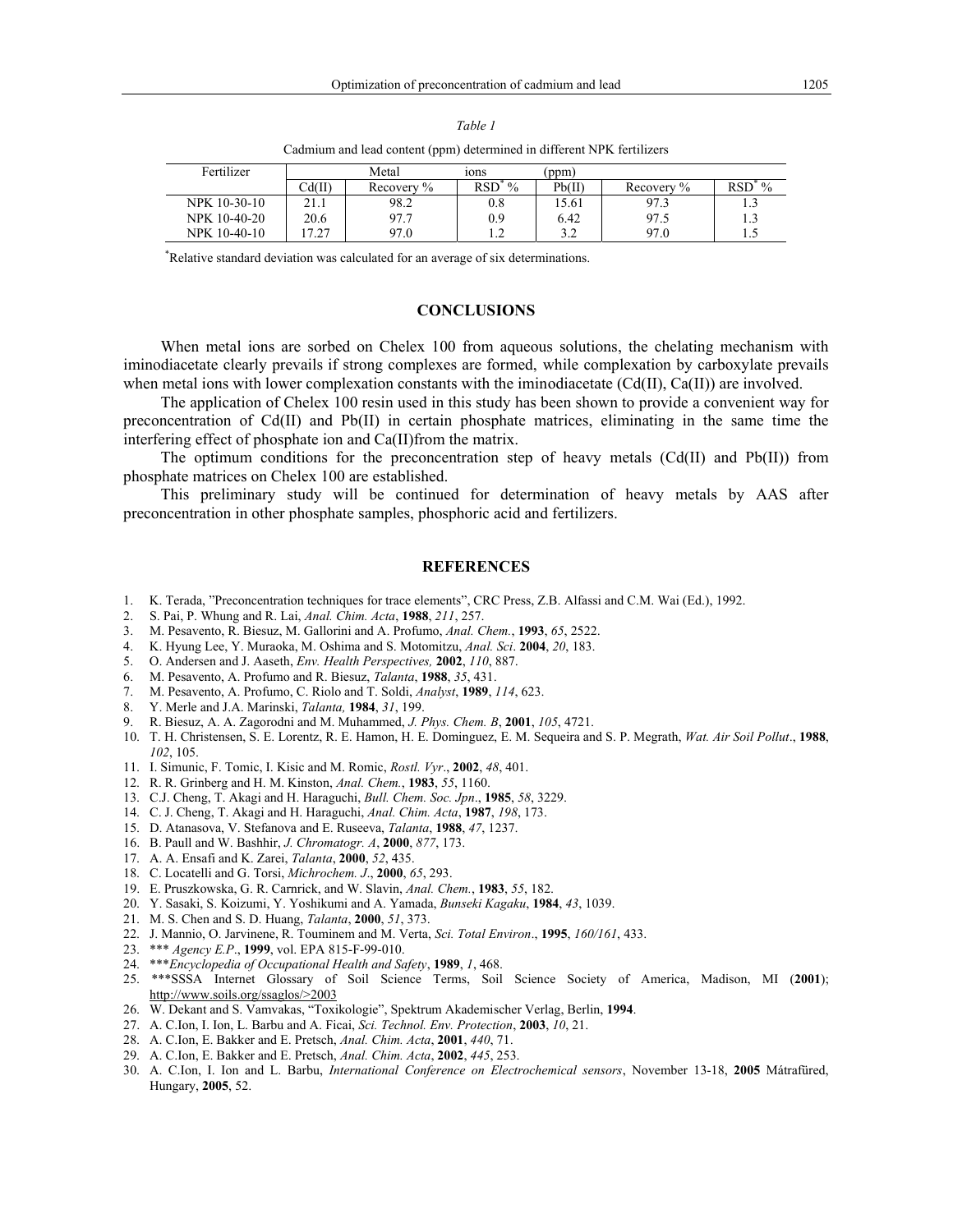*Table 1*

Cadmium and lead content (ppm) determined in different NPK fertilizers

| Fertilizer | Metal ions (ppm) | | | | | |
|---|---|---|---|---|---|---|
| | Cd(II) | Recovery % | RSD* % | Pb(II) | Recovery % | RSD* % |
| NPK 10-30-10 | 21.1 | 98.2 | 0.8 | 15.61 | 97.3 | 1.3 |
| NPK 10-40-20 | 20.6 | 97.7 | 0.9 | 6.42 | 97.5 | 1.3 |
| NPK 10-40-10 | 17.27 | 97.0 | 1.2 | 3.2 | 97.0 | 1.5 |

*Relative standard deviation was calculated for an average of six determinations.

## CONCLUSIONS

When metal ions are sorbed on Chelex 100 from aqueous solutions, the chelating mechanism with iminodiacetate clearly prevails if strong complexes are formed, while complexation by carboxylate prevails when metal ions with lower complexation constants with the iminodiacetate (Cd(II), Ca(II)) are involved.

The application of Chelex 100 resin used in this study has been shown to provide a convenient way for preconcentration of Cd(II) and Pb(II) in certain phosphate matrices, eliminating in the same time the interfering effect of phosphate ion and Ca(II)from the matrix.

The optimum conditions for the preconcentration step of heavy metals (Cd(II) and Pb(II)) from phosphate matrices on Chelex 100 are established.

This preliminary study will be continued for determination of heavy metals by AAS after preconcentration in other phosphate samples, phosphoric acid and fertilizers.

## REFERENCES

1. K. Terada, "Preconcentration techniques for trace elements", CRC Press, Z.B. Alfassi and C.M. Wai (Ed.), 1992.
2. S. Pai, P. Whung and R. Lai, *Anal. Chim. Acta*, **1988**, *211*, 257.
3. M. Pesavento, R. Biesuz, M. Gallorini and A. Profumo, *Anal. Chem.*, **1993**, *65*, 2522.
4. K. Hyung Lee, Y. Muraoka, M. Oshima and S. Motomitzu, *Anal. Sci*. **2004**, *20*, 183.
5. O. Andersen and J. Aaseth, *Env. Health Perspectives,* **2002**, *110*, 887.
6. M. Pesavento, A. Profumo and R. Biesuz, *Talanta*, **1988**, *35*, 431.
7. M. Pesavento, A. Profumo, C. Riolo and T. Soldi, *Analyst*, **1989**, *114*, 623.
8. Y. Merle and J.A. Marinski, *Talanta,* **1984**, *31*, 199.
9. R. Biesuz, A. A. Zagorodni and M. Muhammed, *J. Phys. Chem. B*, **2001**, *105*, 4721.
10. T. H. Christensen, S. E. Lorentz, R. E. Hamon, H. E. Dominguez, E. M. Sequeira and S. P. Megrath, *Wat. Air Soil Pollut*., **1988**, *102*, 105.
11. I. Simunic, F. Tomic, I. Kisic and M. Romic, *Rostl. Vyr*., **2002**, *48*, 401.
12. R. R. Grinberg and H. M. Kinston, *Anal. Chem.*, **1983**, *55*, 1160.
13. C.J. Cheng, T. Akagi and H. Haraguchi, *Bull. Chem. Soc. Jpn*., **1985**, *58*, 3229.
14. C. J. Cheng, T. Akagi and H. Haraguchi, *Anal. Chim. Acta*, **1987**, *198*, 173.
15. D. Atanasova, V. Stefanova and E. Ruseeva, *Talanta*, **1988**, *47*, 1237.
16. B. Paull and W. Bashhir, *J. Chromatogr. A*, **2000**, *877*, 173.
17. A. A. Ensafi and K. Zarei, *Talanta*, **2000**, *52*, 435.
18. C. Locatelli and G. Torsi, *Michrochem. J*., **2000**, *65*, 293.
19. E. Pruszkowska, G. R. Carnrick, and W. Slavin, *Anal. Chem.*, **1983**, *55*, 182.
20. Y. Sasaki, S. Koizumi, Y. Yoshikumi and A. Yamada, *Bunseki Kagaku*, **1984**, *43*, 1039.
21. M. S. Chen and S. D. Huang, *Talanta*, **2000**, *51*, 373.
22. J. Mannio, O. Jarvinene, R. Touminem and M. Verta, *Sci. Total Environ*., **1995**, *160/161*, 433.
23. *** *Agency E.P*., **1999**, vol. EPA 815-F-99-010.
24. ****Encyclopedia of Occupational Health and Safety*, **1989**, *1*, 468.
25. ***SSSA Internet Glossary of Soil Science Terms, Soil Science Society of America, Madison, MI (**2001**); http://www.soils.org/ssaglos/>2003
26. W. Dekant and S. Vamvakas, "Toxikologie", Spektrum Akademischer Verlag, Berlin, **1994**.
27. A. C.Ion, I. Ion, L. Barbu and A. Ficai, *Sci. Technol. Env. Protection*, **2003**, *10*, 21.
28. A. C.Ion, E. Bakker and E. Pretsch, *Anal. Chim. Acta*, **2001**, *440*, 71.
29. A. C.Ion, E. Bakker and E. Pretsch, *Anal. Chim. Acta*, **2002**, *445*, 253.
30. A. C.Ion, I. Ion and L. Barbu, *International Conference on Electrochemical sensors*, November 13-18, **2005** Mátrafüred, Hungary, **2005**, 52.